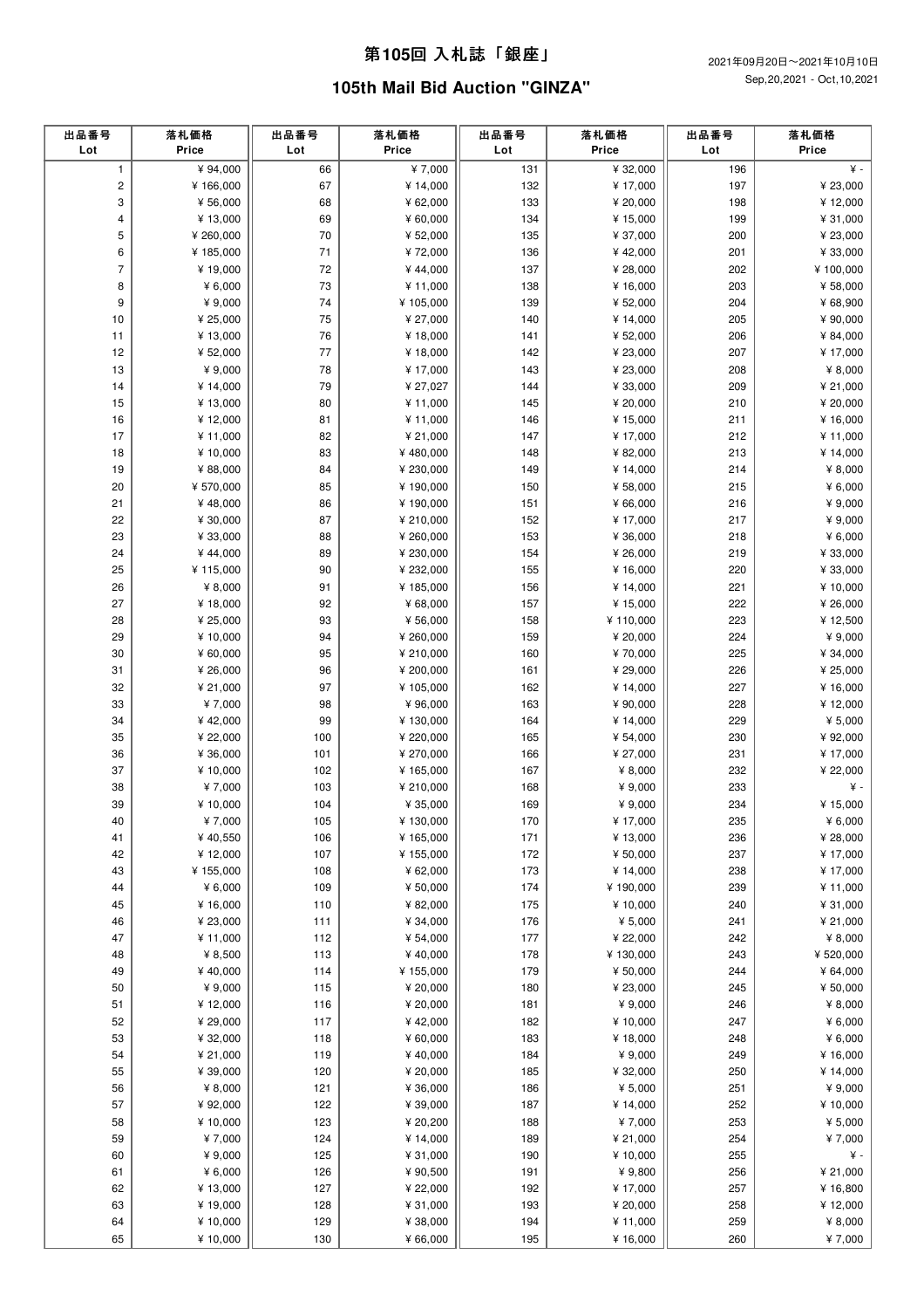# 第105回 入札誌「銀座」

## 105th Mail Bid Auction "GINZA"

2021年09月20日～2021年10月10日
Sep,20,2021 - Oct,10,2021

| 出品番号 Lot | 落札価格 Price | 出品番号 Lot | 落札価格 Price | 出品番号 Lot | 落札価格 Price | 出品番号 Lot | 落札価格 Price |
|---|---|---|---|---|---|---|---|
| 1 | ¥ 94,000 | 66 | ¥ 7,000 | 131 | ¥ 32,000 | 196 | ¥ - |
| 2 | ¥ 166,000 | 67 | ¥ 14,000 | 132 | ¥ 17,000 | 197 | ¥ 23,000 |
| 3 | ¥ 56,000 | 68 | ¥ 62,000 | 133 | ¥ 20,000 | 198 | ¥ 12,000 |
| 4 | ¥ 13,000 | 69 | ¥ 60,000 | 134 | ¥ 15,000 | 199 | ¥ 31,000 |
| 5 | ¥ 260,000 | 70 | ¥ 52,000 | 135 | ¥ 37,000 | 200 | ¥ 23,000 |
| 6 | ¥ 185,000 | 71 | ¥ 72,000 | 136 | ¥ 42,000 | 201 | ¥ 33,000 |
| 7 | ¥ 19,000 | 72 | ¥ 44,000 | 137 | ¥ 28,000 | 202 | ¥ 100,000 |
| 8 | ¥ 6,000 | 73 | ¥ 11,000 | 138 | ¥ 16,000 | 203 | ¥ 58,000 |
| 9 | ¥ 9,000 | 74 | ¥ 105,000 | 139 | ¥ 52,000 | 204 | ¥ 68,900 |
| 10 | ¥ 25,000 | 75 | ¥ 27,000 | 140 | ¥ 14,000 | 205 | ¥ 90,000 |
| 11 | ¥ 13,000 | 76 | ¥ 18,000 | 141 | ¥ 52,000 | 206 | ¥ 84,000 |
| 12 | ¥ 52,000 | 77 | ¥ 18,000 | 142 | ¥ 23,000 | 207 | ¥ 17,000 |
| 13 | ¥ 9,000 | 78 | ¥ 17,000 | 143 | ¥ 23,000 | 208 | ¥ 8,000 |
| 14 | ¥ 14,000 | 79 | ¥ 27,027 | 144 | ¥ 33,000 | 209 | ¥ 21,000 |
| 15 | ¥ 13,000 | 80 | ¥ 11,000 | 145 | ¥ 20,000 | 210 | ¥ 20,000 |
| 16 | ¥ 12,000 | 81 | ¥ 11,000 | 146 | ¥ 15,000 | 211 | ¥ 16,000 |
| 17 | ¥ 11,000 | 82 | ¥ 21,000 | 147 | ¥ 17,000 | 212 | ¥ 11,000 |
| 18 | ¥ 10,000 | 83 | ¥ 480,000 | 148 | ¥ 82,000 | 213 | ¥ 14,000 |
| 19 | ¥ 88,000 | 84 | ¥ 230,000 | 149 | ¥ 14,000 | 214 | ¥ 8,000 |
| 20 | ¥ 570,000 | 85 | ¥ 190,000 | 150 | ¥ 58,000 | 215 | ¥ 6,000 |
| 21 | ¥ 48,000 | 86 | ¥ 190,000 | 151 | ¥ 66,000 | 216 | ¥ 9,000 |
| 22 | ¥ 30,000 | 87 | ¥ 210,000 | 152 | ¥ 17,000 | 217 | ¥ 9,000 |
| 23 | ¥ 33,000 | 88 | ¥ 260,000 | 153 | ¥ 36,000 | 218 | ¥ 6,000 |
| 24 | ¥ 44,000 | 89 | ¥ 230,000 | 154 | ¥ 26,000 | 219 | ¥ 33,000 |
| 25 | ¥ 115,000 | 90 | ¥ 232,000 | 155 | ¥ 16,000 | 220 | ¥ 33,000 |
| 26 | ¥ 8,000 | 91 | ¥ 185,000 | 156 | ¥ 14,000 | 221 | ¥ 10,000 |
| 27 | ¥ 18,000 | 92 | ¥ 68,000 | 157 | ¥ 15,000 | 222 | ¥ 26,000 |
| 28 | ¥ 25,000 | 93 | ¥ 56,000 | 158 | ¥ 110,000 | 223 | ¥ 12,500 |
| 29 | ¥ 10,000 | 94 | ¥ 260,000 | 159 | ¥ 20,000 | 224 | ¥ 9,000 |
| 30 | ¥ 60,000 | 95 | ¥ 210,000 | 160 | ¥ 70,000 | 225 | ¥ 34,000 |
| 31 | ¥ 26,000 | 96 | ¥ 200,000 | 161 | ¥ 29,000 | 226 | ¥ 25,000 |
| 32 | ¥ 21,000 | 97 | ¥ 105,000 | 162 | ¥ 14,000 | 227 | ¥ 16,000 |
| 33 | ¥ 7,000 | 98 | ¥ 96,000 | 163 | ¥ 90,000 | 228 | ¥ 12,000 |
| 34 | ¥ 42,000 | 99 | ¥ 130,000 | 164 | ¥ 14,000 | 229 | ¥ 5,000 |
| 35 | ¥ 22,000 | 100 | ¥ 220,000 | 165 | ¥ 54,000 | 230 | ¥ 92,000 |
| 36 | ¥ 36,000 | 101 | ¥ 270,000 | 166 | ¥ 27,000 | 231 | ¥ 17,000 |
| 37 | ¥ 10,000 | 102 | ¥ 165,000 | 167 | ¥ 8,000 | 232 | ¥ 22,000 |
| 38 | ¥ 7,000 | 103 | ¥ 210,000 | 168 | ¥ 9,000 | 233 | ¥ - |
| 39 | ¥ 10,000 | 104 | ¥ 35,000 | 169 | ¥ 9,000 | 234 | ¥ 15,000 |
| 40 | ¥ 7,000 | 105 | ¥ 130,000 | 170 | ¥ 17,000 | 235 | ¥ 6,000 |
| 41 | ¥ 40,550 | 106 | ¥ 165,000 | 171 | ¥ 13,000 | 236 | ¥ 28,000 |
| 42 | ¥ 12,000 | 107 | ¥ 155,000 | 172 | ¥ 50,000 | 237 | ¥ 17,000 |
| 43 | ¥ 155,000 | 108 | ¥ 62,000 | 173 | ¥ 14,000 | 238 | ¥ 17,000 |
| 44 | ¥ 6,000 | 109 | ¥ 50,000 | 174 | ¥ 190,000 | 239 | ¥ 11,000 |
| 45 | ¥ 16,000 | 110 | ¥ 82,000 | 175 | ¥ 10,000 | 240 | ¥ 31,000 |
| 46 | ¥ 23,000 | 111 | ¥ 34,000 | 176 | ¥ 5,000 | 241 | ¥ 21,000 |
| 47 | ¥ 11,000 | 112 | ¥ 54,000 | 177 | ¥ 22,000 | 242 | ¥ 8,000 |
| 48 | ¥ 8,500 | 113 | ¥ 40,000 | 178 | ¥ 130,000 | 243 | ¥ 520,000 |
| 49 | ¥ 40,000 | 114 | ¥ 155,000 | 179 | ¥ 50,000 | 244 | ¥ 64,000 |
| 50 | ¥ 9,000 | 115 | ¥ 20,000 | 180 | ¥ 23,000 | 245 | ¥ 50,000 |
| 51 | ¥ 12,000 | 116 | ¥ 20,000 | 181 | ¥ 9,000 | 246 | ¥ 8,000 |
| 52 | ¥ 29,000 | 117 | ¥ 42,000 | 182 | ¥ 10,000 | 247 | ¥ 6,000 |
| 53 | ¥ 32,000 | 118 | ¥ 60,000 | 183 | ¥ 18,000 | 248 | ¥ 6,000 |
| 54 | ¥ 21,000 | 119 | ¥ 40,000 | 184 | ¥ 9,000 | 249 | ¥ 16,000 |
| 55 | ¥ 39,000 | 120 | ¥ 20,000 | 185 | ¥ 32,000 | 250 | ¥ 14,000 |
| 56 | ¥ 8,000 | 121 | ¥ 36,000 | 186 | ¥ 5,000 | 251 | ¥ 9,000 |
| 57 | ¥ 92,000 | 122 | ¥ 39,000 | 187 | ¥ 14,000 | 252 | ¥ 10,000 |
| 58 | ¥ 10,000 | 123 | ¥ 20,200 | 188 | ¥ 7,000 | 253 | ¥ 5,000 |
| 59 | ¥ 7,000 | 124 | ¥ 14,000 | 189 | ¥ 21,000 | 254 | ¥ 7,000 |
| 60 | ¥ 9,000 | 125 | ¥ 31,000 | 190 | ¥ 10,000 | 255 | ¥ - |
| 61 | ¥ 6,000 | 126 | ¥ 90,500 | 191 | ¥ 9,800 | 256 | ¥ 21,000 |
| 62 | ¥ 13,000 | 127 | ¥ 22,000 | 192 | ¥ 17,000 | 257 | ¥ 16,800 |
| 63 | ¥ 19,000 | 128 | ¥ 31,000 | 193 | ¥ 20,000 | 258 | ¥ 12,000 |
| 64 | ¥ 10,000 | 129 | ¥ 38,000 | 194 | ¥ 11,000 | 259 | ¥ 8,000 |
| 65 | ¥ 10,000 | 130 | ¥ 66,000 | 195 | ¥ 16,000 | 260 | ¥ 7,000 |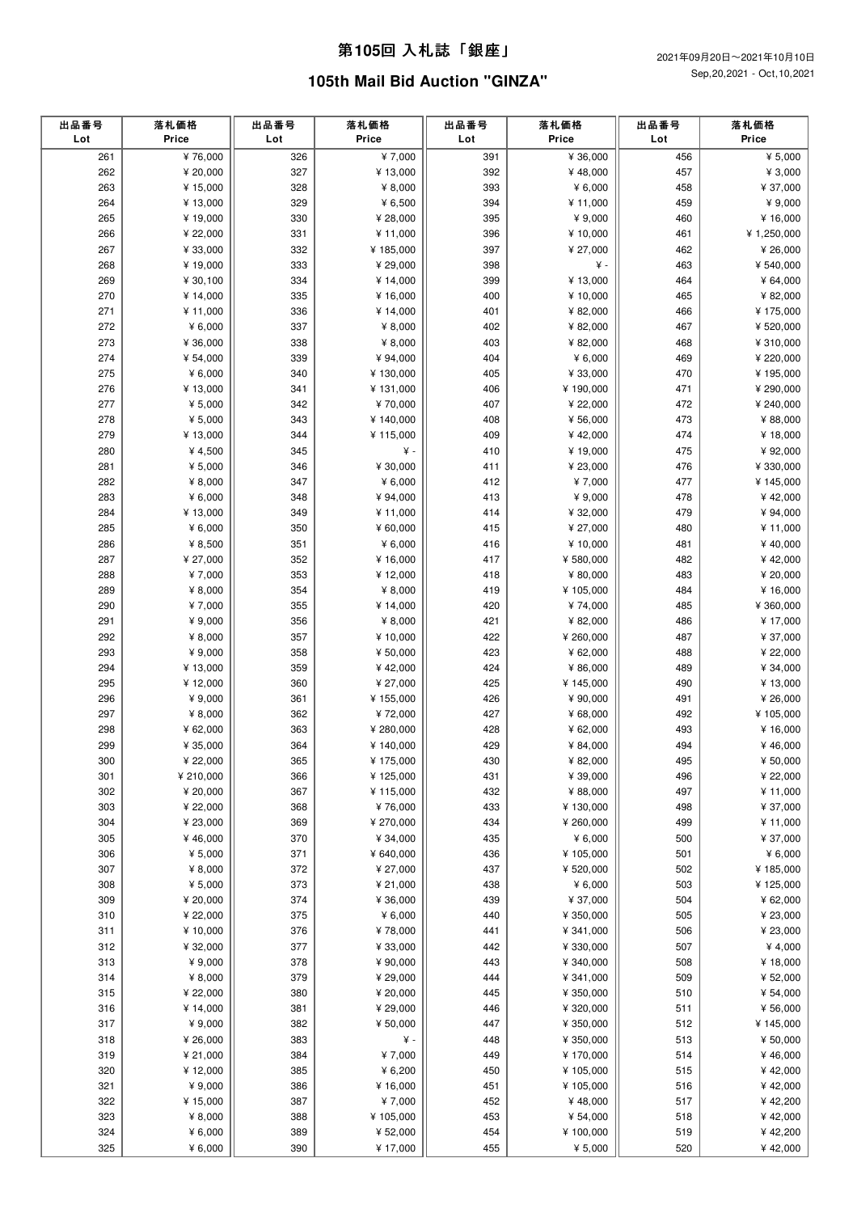# 第105回 入札誌「銀座」

## 105th Mail Bid Auction "GINZA"

2021年09月20日～2021年10月10日
Sep,20,2021 - Oct,10,2021

| 出品番号 Lot | 落札価格 Price | 出品番号 Lot | 落札価格 Price | 出品番号 Lot | 落札価格 Price | 出品番号 Lot | 落札価格 Price |
|---|---|---|---|---|---|---|---|
| 261 | ¥ 76,000 | 326 | ¥ 7,000 | 391 | ¥ 36,000 | 456 | ¥ 5,000 |
| 262 | ¥ 20,000 | 327 | ¥ 13,000 | 392 | ¥ 48,000 | 457 | ¥ 3,000 |
| 263 | ¥ 15,000 | 328 | ¥ 8,000 | 393 | ¥ 6,000 | 458 | ¥ 37,000 |
| 264 | ¥ 13,000 | 329 | ¥ 6,500 | 394 | ¥ 11,000 | 459 | ¥ 9,000 |
| 265 | ¥ 19,000 | 330 | ¥ 28,000 | 395 | ¥ 9,000 | 460 | ¥ 16,000 |
| 266 | ¥ 22,000 | 331 | ¥ 11,000 | 396 | ¥ 10,000 | 461 | ¥ 1,250,000 |
| 267 | ¥ 33,000 | 332 | ¥ 185,000 | 397 | ¥ 27,000 | 462 | ¥ 26,000 |
| 268 | ¥ 19,000 | 333 | ¥ 29,000 | 398 | ¥ - | 463 | ¥ 540,000 |
| 269 | ¥ 30,100 | 334 | ¥ 14,000 | 399 | ¥ 13,000 | 464 | ¥ 64,000 |
| 270 | ¥ 14,000 | 335 | ¥ 16,000 | 400 | ¥ 10,000 | 465 | ¥ 82,000 |
| 271 | ¥ 11,000 | 336 | ¥ 14,000 | 401 | ¥ 82,000 | 466 | ¥ 175,000 |
| 272 | ¥ 6,000 | 337 | ¥ 8,000 | 402 | ¥ 82,000 | 467 | ¥ 520,000 |
| 273 | ¥ 36,000 | 338 | ¥ 8,000 | 403 | ¥ 82,000 | 468 | ¥ 310,000 |
| 274 | ¥ 54,000 | 339 | ¥ 94,000 | 404 | ¥ 6,000 | 469 | ¥ 220,000 |
| 275 | ¥ 6,000 | 340 | ¥ 130,000 | 405 | ¥ 33,000 | 470 | ¥ 195,000 |
| 276 | ¥ 13,000 | 341 | ¥ 131,000 | 406 | ¥ 190,000 | 471 | ¥ 290,000 |
| 277 | ¥ 5,000 | 342 | ¥ 70,000 | 407 | ¥ 22,000 | 472 | ¥ 240,000 |
| 278 | ¥ 5,000 | 343 | ¥ 140,000 | 408 | ¥ 56,000 | 473 | ¥ 88,000 |
| 279 | ¥ 13,000 | 344 | ¥ 115,000 | 409 | ¥ 42,000 | 474 | ¥ 18,000 |
| 280 | ¥ 4,500 | 345 | ¥ - | 410 | ¥ 19,000 | 475 | ¥ 92,000 |
| 281 | ¥ 5,000 | 346 | ¥ 30,000 | 411 | ¥ 23,000 | 476 | ¥ 330,000 |
| 282 | ¥ 8,000 | 347 | ¥ 6,000 | 412 | ¥ 7,000 | 477 | ¥ 145,000 |
| 283 | ¥ 6,000 | 348 | ¥ 94,000 | 413 | ¥ 9,000 | 478 | ¥ 42,000 |
| 284 | ¥ 13,000 | 349 | ¥ 11,000 | 414 | ¥ 32,000 | 479 | ¥ 94,000 |
| 285 | ¥ 6,000 | 350 | ¥ 60,000 | 415 | ¥ 27,000 | 480 | ¥ 11,000 |
| 286 | ¥ 8,500 | 351 | ¥ 6,000 | 416 | ¥ 10,000 | 481 | ¥ 40,000 |
| 287 | ¥ 27,000 | 352 | ¥ 16,000 | 417 | ¥ 580,000 | 482 | ¥ 42,000 |
| 288 | ¥ 7,000 | 353 | ¥ 12,000 | 418 | ¥ 80,000 | 483 | ¥ 20,000 |
| 289 | ¥ 8,000 | 354 | ¥ 8,000 | 419 | ¥ 105,000 | 484 | ¥ 16,000 |
| 290 | ¥ 7,000 | 355 | ¥ 14,000 | 420 | ¥ 74,000 | 485 | ¥ 360,000 |
| 291 | ¥ 9,000 | 356 | ¥ 8,000 | 421 | ¥ 82,000 | 486 | ¥ 17,000 |
| 292 | ¥ 8,000 | 357 | ¥ 10,000 | 422 | ¥ 260,000 | 487 | ¥ 37,000 |
| 293 | ¥ 9,000 | 358 | ¥ 50,000 | 423 | ¥ 62,000 | 488 | ¥ 22,000 |
| 294 | ¥ 13,000 | 359 | ¥ 42,000 | 424 | ¥ 86,000 | 489 | ¥ 34,000 |
| 295 | ¥ 12,000 | 360 | ¥ 27,000 | 425 | ¥ 145,000 | 490 | ¥ 13,000 |
| 296 | ¥ 9,000 | 361 | ¥ 155,000 | 426 | ¥ 90,000 | 491 | ¥ 26,000 |
| 297 | ¥ 8,000 | 362 | ¥ 72,000 | 427 | ¥ 68,000 | 492 | ¥ 105,000 |
| 298 | ¥ 62,000 | 363 | ¥ 280,000 | 428 | ¥ 62,000 | 493 | ¥ 16,000 |
| 299 | ¥ 35,000 | 364 | ¥ 140,000 | 429 | ¥ 84,000 | 494 | ¥ 46,000 |
| 300 | ¥ 22,000 | 365 | ¥ 175,000 | 430 | ¥ 82,000 | 495 | ¥ 50,000 |
| 301 | ¥ 210,000 | 366 | ¥ 125,000 | 431 | ¥ 39,000 | 496 | ¥ 22,000 |
| 302 | ¥ 20,000 | 367 | ¥ 115,000 | 432 | ¥ 88,000 | 497 | ¥ 11,000 |
| 303 | ¥ 22,000 | 368 | ¥ 76,000 | 433 | ¥ 130,000 | 498 | ¥ 37,000 |
| 304 | ¥ 23,000 | 369 | ¥ 270,000 | 434 | ¥ 260,000 | 499 | ¥ 11,000 |
| 305 | ¥ 46,000 | 370 | ¥ 34,000 | 435 | ¥ 6,000 | 500 | ¥ 37,000 |
| 306 | ¥ 5,000 | 371 | ¥ 640,000 | 436 | ¥ 105,000 | 501 | ¥ 6,000 |
| 307 | ¥ 8,000 | 372 | ¥ 27,000 | 437 | ¥ 520,000 | 502 | ¥ 185,000 |
| 308 | ¥ 5,000 | 373 | ¥ 21,000 | 438 | ¥ 6,000 | 503 | ¥ 125,000 |
| 309 | ¥ 20,000 | 374 | ¥ 36,000 | 439 | ¥ 37,000 | 504 | ¥ 62,000 |
| 310 | ¥ 22,000 | 375 | ¥ 6,000 | 440 | ¥ 350,000 | 505 | ¥ 23,000 |
| 311 | ¥ 10,000 | 376 | ¥ 78,000 | 441 | ¥ 341,000 | 506 | ¥ 23,000 |
| 312 | ¥ 32,000 | 377 | ¥ 33,000 | 442 | ¥ 330,000 | 507 | ¥ 4,000 |
| 313 | ¥ 9,000 | 378 | ¥ 90,000 | 443 | ¥ 340,000 | 508 | ¥ 18,000 |
| 314 | ¥ 8,000 | 379 | ¥ 29,000 | 444 | ¥ 341,000 | 509 | ¥ 52,000 |
| 315 | ¥ 22,000 | 380 | ¥ 20,000 | 445 | ¥ 350,000 | 510 | ¥ 54,000 |
| 316 | ¥ 14,000 | 381 | ¥ 29,000 | 446 | ¥ 320,000 | 511 | ¥ 56,000 |
| 317 | ¥ 9,000 | 382 | ¥ 50,000 | 447 | ¥ 350,000 | 512 | ¥ 145,000 |
| 318 | ¥ 26,000 | 383 | ¥ - | 448 | ¥ 350,000 | 513 | ¥ 50,000 |
| 319 | ¥ 21,000 | 384 | ¥ 7,000 | 449 | ¥ 170,000 | 514 | ¥ 46,000 |
| 320 | ¥ 12,000 | 385 | ¥ 6,200 | 450 | ¥ 105,000 | 515 | ¥ 42,000 |
| 321 | ¥ 9,000 | 386 | ¥ 16,000 | 451 | ¥ 105,000 | 516 | ¥ 42,000 |
| 322 | ¥ 15,000 | 387 | ¥ 7,000 | 452 | ¥ 48,000 | 517 | ¥ 42,200 |
| 323 | ¥ 8,000 | 388 | ¥ 105,000 | 453 | ¥ 54,000 | 518 | ¥ 42,000 |
| 324 | ¥ 6,000 | 389 | ¥ 52,000 | 454 | ¥ 100,000 | 519 | ¥ 42,200 |
| 325 | ¥ 6,000 | 390 | ¥ 17,000 | 455 | ¥ 5,000 | 520 | ¥ 42,000 |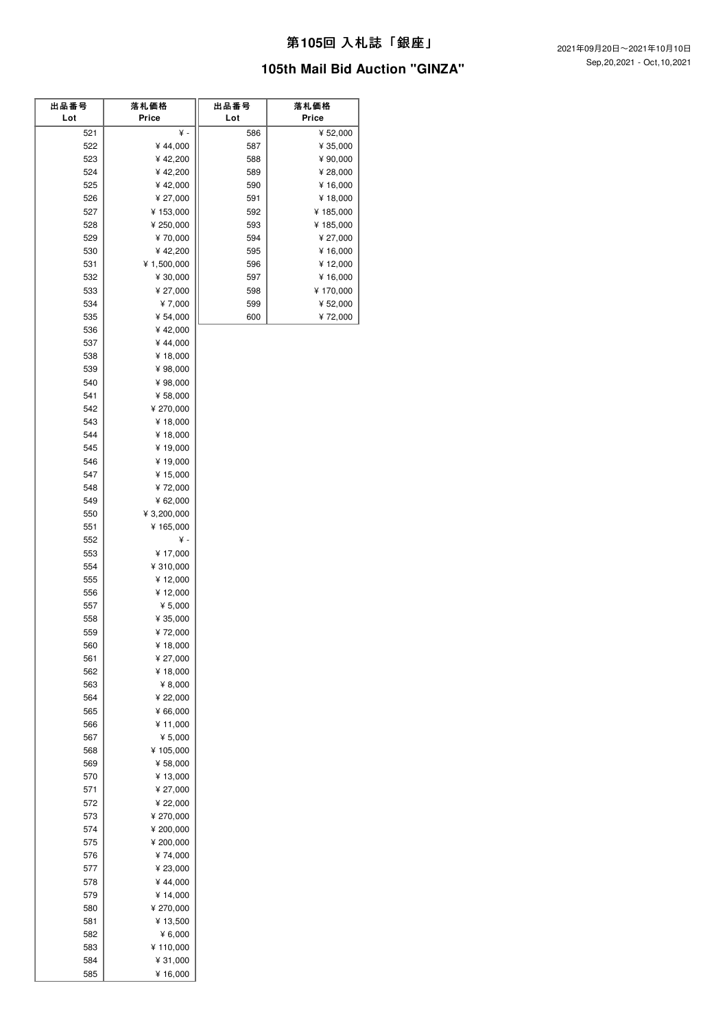# 第105回 入札誌「銀座」

## 105th Mail Bid Auction "GINZA"

2021年09月20日～2021年10月10日
Sep,20,2021 - Oct,10,2021

| 出品番号 Lot | 落札価格 Price | 出品番号 Lot | 落札価格 Price |
|---|---|---|---|
| 521 | ¥ - | 586 | ¥ 52,000 |
| 522 | ¥ 44,000 | 587 | ¥ 35,000 |
| 523 | ¥ 42,200 | 588 | ¥ 90,000 |
| 524 | ¥ 42,200 | 589 | ¥ 28,000 |
| 525 | ¥ 42,000 | 590 | ¥ 16,000 |
| 526 | ¥ 27,000 | 591 | ¥ 18,000 |
| 527 | ¥ 153,000 | 592 | ¥ 185,000 |
| 528 | ¥ 250,000 | 593 | ¥ 185,000 |
| 529 | ¥ 70,000 | 594 | ¥ 27,000 |
| 530 | ¥ 42,200 | 595 | ¥ 16,000 |
| 531 | ¥ 1,500,000 | 596 | ¥ 12,000 |
| 532 | ¥ 30,000 | 597 | ¥ 16,000 |
| 533 | ¥ 27,000 | 598 | ¥ 170,000 |
| 534 | ¥ 7,000 | 599 | ¥ 52,000 |
| 535 | ¥ 54,000 | 600 | ¥ 72,000 |
| 536 | ¥ 42,000 | | |
| 537 | ¥ 44,000 | | |
| 538 | ¥ 18,000 | | |
| 539 | ¥ 98,000 | | |
| 540 | ¥ 98,000 | | |
| 541 | ¥ 58,000 | | |
| 542 | ¥ 270,000 | | |
| 543 | ¥ 18,000 | | |
| 544 | ¥ 18,000 | | |
| 545 | ¥ 19,000 | | |
| 546 | ¥ 19,000 | | |
| 547 | ¥ 15,000 | | |
| 548 | ¥ 72,000 | | |
| 549 | ¥ 62,000 | | |
| 550 | ¥ 3,200,000 | | |
| 551 | ¥ 165,000 | | |
| 552 | ¥ - | | |
| 553 | ¥ 17,000 | | |
| 554 | ¥ 310,000 | | |
| 555 | ¥ 12,000 | | |
| 556 | ¥ 12,000 | | |
| 557 | ¥ 5,000 | | |
| 558 | ¥ 35,000 | | |
| 559 | ¥ 72,000 | | |
| 560 | ¥ 18,000 | | |
| 561 | ¥ 27,000 | | |
| 562 | ¥ 18,000 | | |
| 563 | ¥ 8,000 | | |
| 564 | ¥ 22,000 | | |
| 565 | ¥ 66,000 | | |
| 566 | ¥ 11,000 | | |
| 567 | ¥ 5,000 | | |
| 568 | ¥ 105,000 | | |
| 569 | ¥ 58,000 | | |
| 570 | ¥ 13,000 | | |
| 571 | ¥ 27,000 | | |
| 572 | ¥ 22,000 | | |
| 573 | ¥ 270,000 | | |
| 574 | ¥ 200,000 | | |
| 575 | ¥ 200,000 | | |
| 576 | ¥ 74,000 | | |
| 577 | ¥ 23,000 | | |
| 578 | ¥ 44,000 | | |
| 579 | ¥ 14,000 | | |
| 580 | ¥ 270,000 | | |
| 581 | ¥ 13,500 | | |
| 582 | ¥ 6,000 | | |
| 583 | ¥ 110,000 | | |
| 584 | ¥ 31,000 | | |
| 585 | ¥ 16,000 | | |